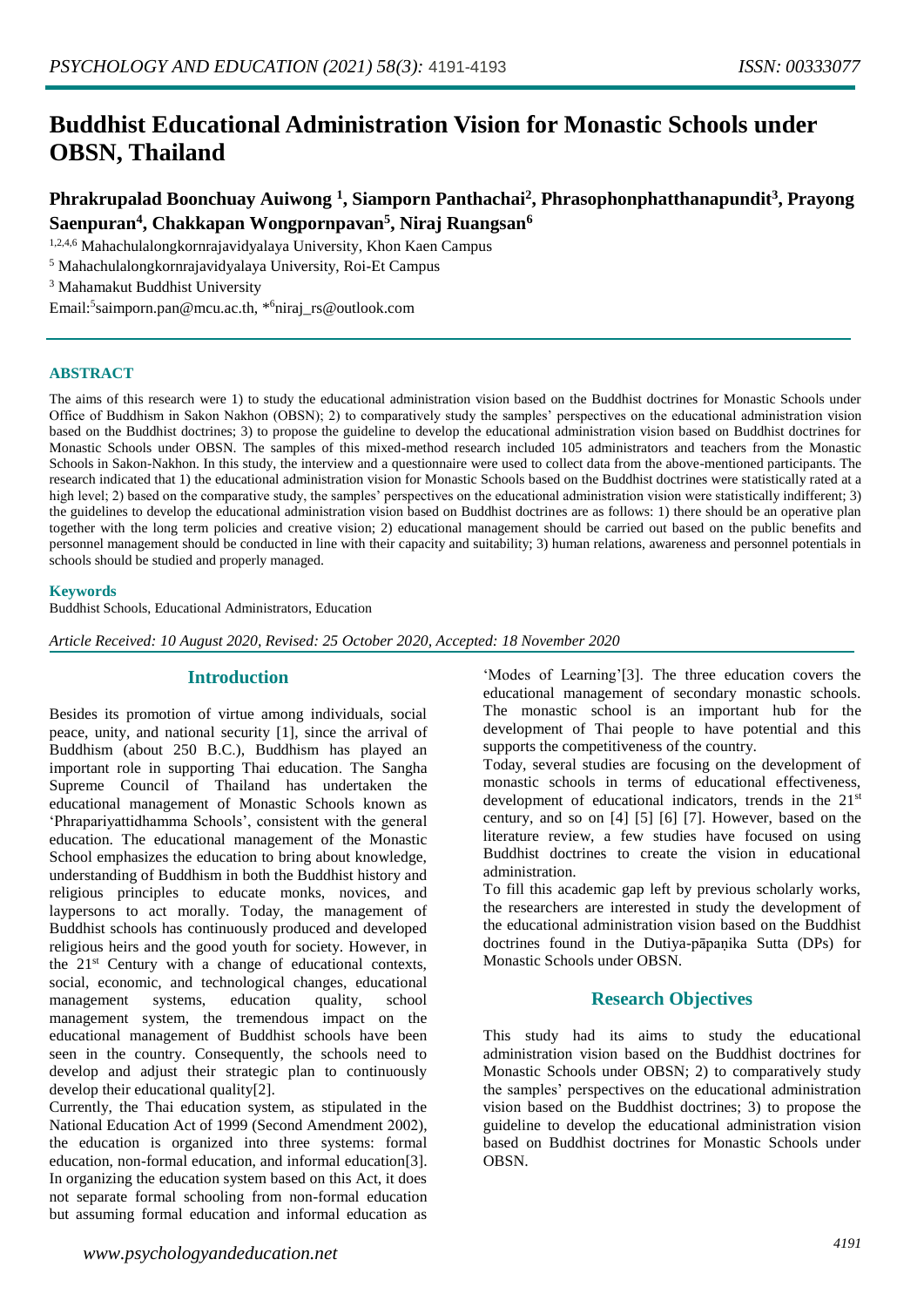# Buddhist Educational Administration Vision for Monastic Schools under OBSN, Thailand

**Phrakrupalad Boonchuay Auiwong [1], Siamporn Panthachai[2], Phrasophonphatthanapundit[3], Prayong Saenpuran[4], Chakkapan Wongpornpavan[5], Niraj Ruangsan[6]**

[1,2,4,6] Mahachulalongkornrajavidyalaya University, Khon Kaen Campus

[5] Mahachulalongkornrajavidyalaya University, Roi-Et Campus

[3] Mahamakut Buddhist University

Email:[5]saimporn.pan@mcu.ac.th, *[6]niraj_rs@outlook.com

## ABSTRACT

The aims of this research were 1) to study the educational administration vision based on the Buddhist doctrines for Monastic Schools under Office of Buddhism in Sakon Nakhon (OBSN); 2) to comparatively study the samples' perspectives on the educational administration vision based on the Buddhist doctrines; 3) to propose the guideline to develop the educational administration vision based on Buddhist doctrines for Monastic Schools under OBSN. The samples of this mixed-method research included 105 administrators and teachers from the Monastic Schools in Sakon-Nakhon. In this study, the interview and a questionnaire were used to collect data from the above-mentioned participants. The research indicated that 1) the educational administration vision for Monastic Schools based on the Buddhist doctrines were statistically rated at a high level; 2) based on the comparative study, the samples' perspectives on the educational administration vision were statistically indifferent; 3) the guidelines to develop the educational administration vision based on Buddhist doctrines are as follows: 1) there should be an operative plan together with the long term policies and creative vision; 2) educational management should be carried out based on the public benefits and personnel management should be conducted in line with their capacity and suitability; 3) human relations, awareness and personnel potentials in schools should be studied and properly managed.

### Keywords

Buddhist Schools, Educational Administrators, Education

*Article Received: 10 August 2020, Revised: 25 October 2020, Accepted: 18 November 2020*

## Introduction

Besides its promotion of virtue among individuals, social peace, unity, and national security [1], since the arrival of Buddhism (about 250 B.C.), Buddhism has played an important role in supporting Thai education. The Sangha Supreme Council of Thailand has undertaken the educational management of Monastic Schools known as 'Phrapariyattidhamma Schools', consistent with the general education. The educational management of the Monastic School emphasizes the education to bring about knowledge, understanding of Buddhism in both the Buddhist history and religious principles to educate monks, novices, and laypersons to act morally. Today, the management of Buddhist schools has continuously produced and developed religious heirs and the good youth for society. However, in the 21st Century with a change of educational contexts, social, economic, and technological changes, educational management systems, education quality, school management system, the tremendous impact on the educational management of Buddhist schools have been seen in the country. Consequently, the schools need to develop and adjust their strategic plan to continuously develop their educational quality[2].

Currently, the Thai education system, as stipulated in the National Education Act of 1999 (Second Amendment 2002), the education is organized into three systems: formal education, non-formal education, and informal education[3]. In organizing the education system based on this Act, it does not separate formal schooling from non-formal education but assuming formal education and informal education as 'Modes of Learning'[3]. The three education covers the educational management of secondary monastic schools. The monastic school is an important hub for the development of Thai people to have potential and this supports the competitiveness of the country.

Today, several studies are focusing on the development of monastic schools in terms of educational effectiveness, development of educational indicators, trends in the 21st century, and so on [4] [5] [6] [7]. However, based on the literature review, a few studies have focused on using Buddhist doctrines to create the vision in educational administration.

To fill this academic gap left by previous scholarly works, the researchers are interested in study the development of the educational administration vision based on the Buddhist doctrines found in the Dutiya-pāpaṇika Sutta (DPs) for Monastic Schools under OBSN.

## Research Objectives

This study had its aims to study the educational administration vision based on the Buddhist doctrines for Monastic Schools under OBSN; 2) to comparatively study the samples' perspectives on the educational administration vision based on the Buddhist doctrines; 3) to propose the guideline to develop the educational administration vision based on Buddhist doctrines for Monastic Schools under OBSN.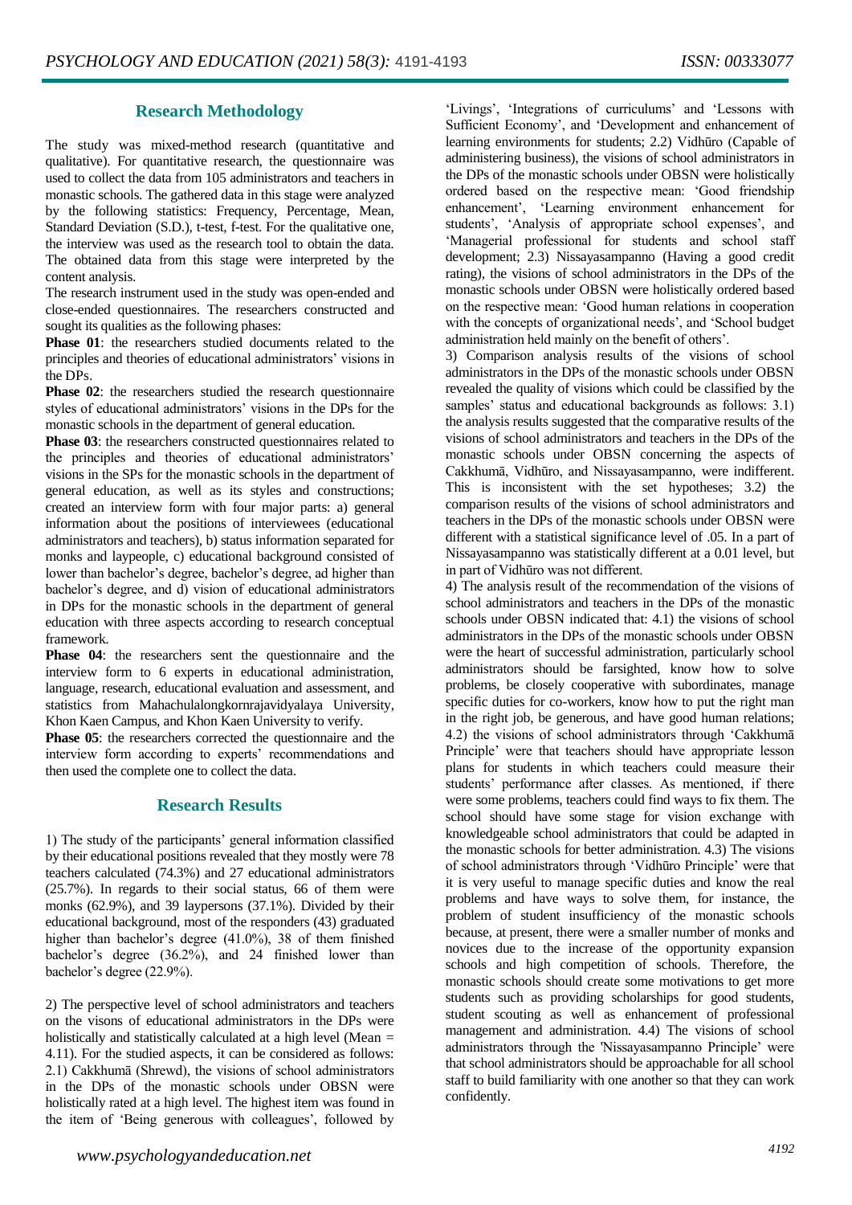## Research Methodology

The study was mixed-method research (quantitative and qualitative). For quantitative research, the questionnaire was used to collect the data from 105 administrators and teachers in monastic schools. The gathered data in this stage were analyzed by the following statistics: Frequency, Percentage, Mean, Standard Deviation (S.D.), t-test, f-test. For the qualitative one, the interview was used as the research tool to obtain the data. The obtained data from this stage were interpreted by the content analysis.

The research instrument used in the study was open-ended and close-ended questionnaires. The researchers constructed and sought its qualities as the following phases:

**Phase 01**: the researchers studied documents related to the principles and theories of educational administrators' visions in the DPs.

**Phase 02**: the researchers studied the research questionnaire styles of educational administrators' visions in the DPs for the monastic schools in the department of general education.

**Phase 03**: the researchers constructed questionnaires related to the principles and theories of educational administrators' visions in the SPs for the monastic schools in the department of general education, as well as its styles and constructions; created an interview form with four major parts: a) general information about the positions of interviewees (educational administrators and teachers), b) status information separated for monks and laypeople, c) educational background consisted of lower than bachelor's degree, bachelor's degree, ad higher than bachelor's degree, and d) vision of educational administrators in DPs for the monastic schools in the department of general education with three aspects according to research conceptual framework.

**Phase 04**: the researchers sent the questionnaire and the interview form to 6 experts in educational administration, language, research, educational evaluation and assessment, and statistics from Mahachulalongkornrajavidyalaya University, Khon Kaen Campus, and Khon Kaen University to verify.

**Phase 05**: the researchers corrected the questionnaire and the interview form according to experts' recommendations and then used the complete one to collect the data.

## Research Results

1) The study of the participants' general information classified by their educational positions revealed that they mostly were 78 teachers calculated (74.3%) and 27 educational administrators (25.7%). In regards to their social status, 66 of them were monks (62.9%), and 39 laypersons (37.1%). Divided by their educational background, most of the responders (43) graduated higher than bachelor's degree (41.0%), 38 of them finished bachelor's degree (36.2%), and 24 finished lower than bachelor's degree (22.9%).

2) The perspective level of school administrators and teachers on the visons of educational administrators in the DPs were holistically and statistically calculated at a high level (Mean = 4.11). For the studied aspects, it can be considered as follows: 2.1) Cakkhumā (Shrewd), the visions of school administrators in the DPs of the monastic schools under OBSN were holistically rated at a high level. The highest item was found in the item of 'Being generous with colleagues', followed by 'Livings', 'Integrations of curriculums' and 'Lessons with Sufficient Economy', and 'Development and enhancement of learning environments for students; 2.2) Vidhūro (Capable of administering business), the visions of school administrators in the DPs of the monastic schools under OBSN were holistically ordered based on the respective mean: 'Good friendship enhancement', 'Learning environment enhancement for students', 'Analysis of appropriate school expenses', and 'Managerial professional for students and school staff development; 2.3) Nissayasampanno (Having a good credit rating), the visions of school administrators in the DPs of the monastic schools under OBSN were holistically ordered based on the respective mean: 'Good human relations in cooperation with the concepts of organizational needs', and 'School budget administration held mainly on the benefit of others'.

3) Comparison analysis results of the visions of school administrators in the DPs of the monastic schools under OBSN revealed the quality of visions which could be classified by the samples' status and educational backgrounds as follows: 3.1) the analysis results suggested that the comparative results of the visions of school administrators and teachers in the DPs of the monastic schools under OBSN concerning the aspects of Cakkhumā, Vidhūro, and Nissayasampanno, were indifferent. This is inconsistent with the set hypotheses; 3.2) the comparison results of the visions of school administrators and teachers in the DPs of the monastic schools under OBSN were different with a statistical significance level of .05. In a part of Nissayasampanno was statistically different at a 0.01 level, but in part of Vidhūro was not different.

4) The analysis result of the recommendation of the visions of school administrators and teachers in the DPs of the monastic schools under OBSN indicated that: 4.1) the visions of school administrators in the DPs of the monastic schools under OBSN were the heart of successful administration, particularly school administrators should be farsighted, know how to solve problems, be closely cooperative with subordinates, manage specific duties for co-workers, know how to put the right man in the right job, be generous, and have good human relations; 4.2) the visions of school administrators through 'Cakkhumā Principle' were that teachers should have appropriate lesson plans for students in which teachers could measure their students' performance after classes. As mentioned, if there were some problems, teachers could find ways to fix them. The school should have some stage for vision exchange with knowledgeable school administrators that could be adapted in the monastic schools for better administration. 4.3) The visions of school administrators through 'Vidhūro Principle' were that it is very useful to manage specific duties and know the real problems and have ways to solve them, for instance, the problem of student insufficiency of the monastic schools because, at present, there were a smaller number of monks and novices due to the increase of the opportunity expansion schools and high competition of schools. Therefore, the monastic schools should create some motivations to get more students such as providing scholarships for good students, student scouting as well as enhancement of professional management and administration. 4.4) The visions of school administrators through the 'Nissayasampanno Principle' were that school administrators should be approachable for all school staff to build familiarity with one another so that they can work confidently.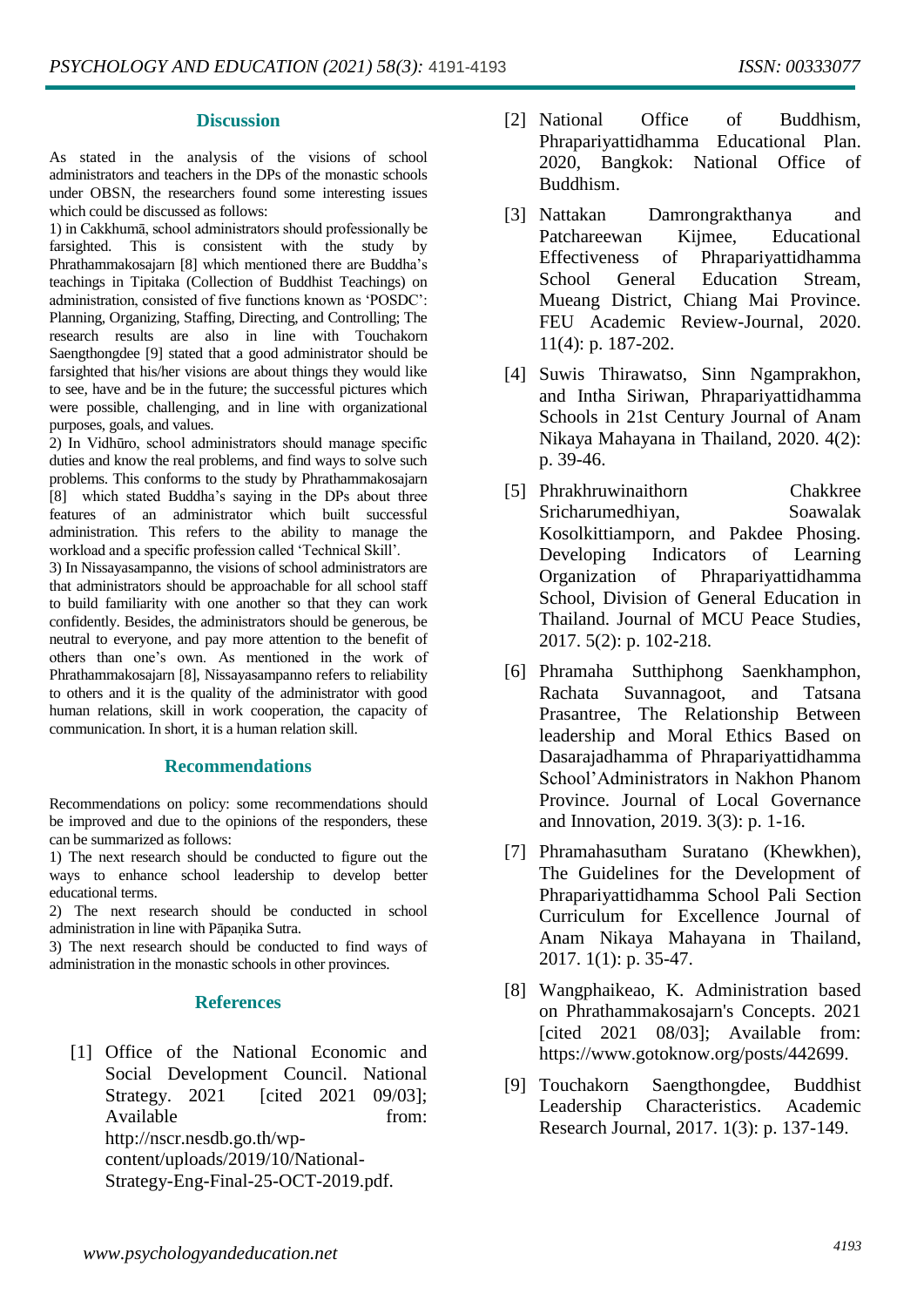## Discussion

As stated in the analysis of the visions of school administrators and teachers in the DPs of the monastic schools under OBSN, the researchers found some interesting issues which could be discussed as follows:

1) in Cakkhumā, school administrators should professionally be farsighted. This is consistent with the study by Phrathammakosajarn [8] which mentioned there are Buddha's teachings in Tipitaka (Collection of Buddhist Teachings) on administration, consisted of five functions known as 'POSDC': Planning, Organizing, Staffing, Directing, and Controlling; The research results are also in line with Touchakorn Saengthongdee [9] stated that a good administrator should be farsighted that his/her visions are about things they would like to see, have and be in the future; the successful pictures which were possible, challenging, and in line with organizational purposes, goals, and values.

2) In Vidhūro, school administrators should manage specific duties and know the real problems, and find ways to solve such problems. This conforms to the study by Phrathammakosajarn [8] which stated Buddha's saying in the DPs about three features of an administrator which built successful administration. This refers to the ability to manage the workload and a specific profession called 'Technical Skill'.

3) In Nissayasampanno, the visions of school administrators are that administrators should be approachable for all school staff to build familiarity with one another so that they can work confidently. Besides, the administrators should be generous, be neutral to everyone, and pay more attention to the benefit of others than one's own. As mentioned in the work of Phrathammakosajarn [8], Nissayasampanno refers to reliability to others and it is the quality of the administrator with good human relations, skill in work cooperation, the capacity of communication. In short, it is a human relation skill.

## Recommendations

Recommendations on policy: some recommendations should be improved and due to the opinions of the responders, these can be summarized as follows:

1) The next research should be conducted to figure out the ways to enhance school leadership to develop better educational terms.

2) The next research should be conducted in school administration in line with Pāpaṇika Sutra.

3) The next research should be conducted to find ways of administration in the monastic schools in other provinces.

## References

[1] Office of the National Economic and Social Development Council. National Strategy. 2021 [cited 2021 09/03]; Available from: http://nscr.nesdb.go.th/wp-content/uploads/2019/10/National-Strategy-Eng-Final-25-OCT-2019.pdf.

[2] National Office of Buddhism, Phrapariyattidhamma Educational Plan. 2020, Bangkok: National Office of Buddhism.

[3] Nattakan Damrongrakthanya and Patchareewan Kijmee, Educational Effectiveness of Phrapariyattidhamma School General Education Stream, Mueang District, Chiang Mai Province. FEU Academic Review-Journal, 2020. 11(4): p. 187-202.

[4] Suwis Thirawatso, Sinn Ngamprakhon, and Intha Siriwan, Phrapariyattidhamma Schools in 21st Century Journal of Anam Nikaya Mahayana in Thailand, 2020. 4(2): p. 39-46.

[5] Phrakhruwinaithorn Chakkree Sricharumedhiyan, Soawalak Kosolkittiamporn, and Pakdee Phosing. Developing Indicators of Learning Organization of Phrapariyattidhamma School, Division of General Education in Thailand. Journal of MCU Peace Studies, 2017. 5(2): p. 102-218.

[6] Phramaha Sutthiphong Saenkhamphon, Rachata Suvannagoot, and Tatsana Prasantree, The Relationship Between leadership and Moral Ethics Based on Dasarajadhamma of Phrapariyattidhamma School'Administrators in Nakhon Phanom Province. Journal of Local Governance and Innovation, 2019. 3(3): p. 1-16.

[7] Phramahasutham Suratano (Khewkhen), The Guidelines for the Development of Phrapariyattidhamma School Pali Section Curriculum for Excellence Journal of Anam Nikaya Mahayana in Thailand, 2017. 1(1): p. 35-47.

[8] Wangphaikeao, K. Administration based on Phrathammakosajarn's Concepts. 2021 [cited 2021 08/03]; Available from: https://www.gotoknow.org/posts/442699.

[9] Touchakorn Saengthongdee, Buddhist Leadership Characteristics. Academic Research Journal, 2017. 1(3): p. 137-149.